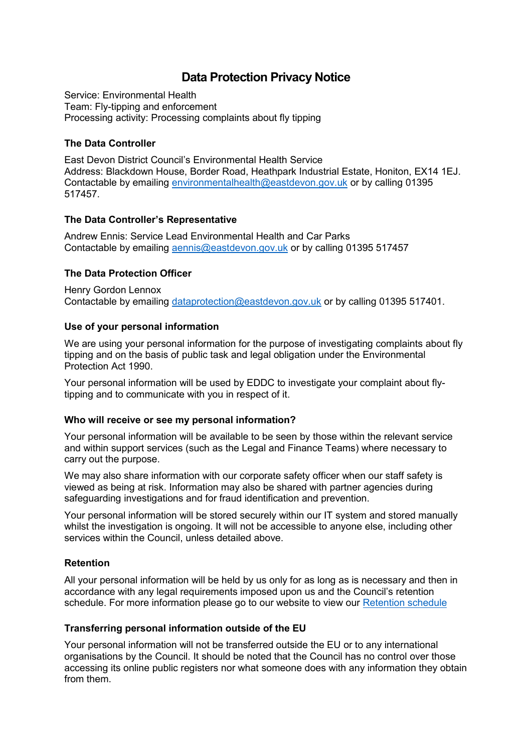# Data Protection Privacy Notice

Service: Environmental Health
Team: Fly-tipping and enforcement
Processing activity: Processing complaints about fly tipping

### The Data Controller

East Devon District Council's Environmental Health Service
Address: Blackdown House, Border Road, Heathpark Industrial Estate, Honiton, EX14 1EJ.
Contactable by emailing environmentalhealth@eastdevon.gov.uk or by calling 01395 517457.

### The Data Controller's Representative

Andrew Ennis: Service Lead Environmental Health and Car Parks
Contactable by emailing aennis@eastdevon.gov.uk or by calling 01395 517457

### The Data Protection Officer

Henry Gordon Lennox
Contactable by emailing dataprotection@eastdevon.gov.uk or by calling 01395 517401.

### Use of your personal information

We are using your personal information for the purpose of investigating complaints about fly tipping and on the basis of public task and legal obligation under the Environmental Protection Act 1990.

Your personal information will be used by EDDC to investigate your complaint about fly-tipping and to communicate with you in respect of it.

### Who will receive or see my personal information?

Your personal information will be available to be seen by those within the relevant service and within support services (such as the Legal and Finance Teams) where necessary to carry out the purpose.

We may also share information with our corporate safety officer when our staff safety is viewed as being at risk. Information may also be shared with partner agencies during safeguarding investigations and for fraud identification and prevention.

Your personal information will be stored securely within our IT system and stored manually whilst the investigation is ongoing. It will not be accessible to anyone else, including other services within the Council, unless detailed above.

### Retention

All your personal information will be held by us only for as long as is necessary and then in accordance with any legal requirements imposed upon us and the Council's retention schedule. For more information please go to our website to view our Retention schedule

### Transferring personal information outside of the EU

Your personal information will not be transferred outside the EU or to any international organisations by the Council. It should be noted that the Council has no control over those accessing its online public registers nor what someone does with any information they obtain from them.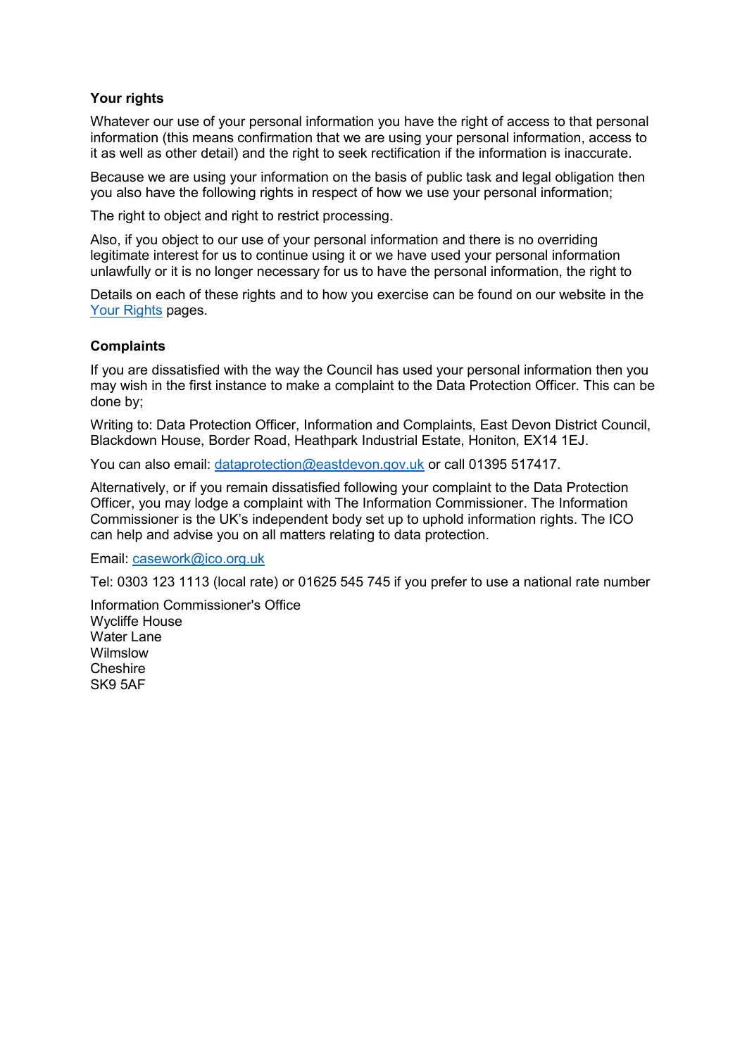**Your rights**

Whatever our use of your personal information you have the right of access to that personal information (this means confirmation that we are using your personal information, access to it as well as other detail) and the right to seek rectification if the information is inaccurate.

Because we are using your information on the basis of public task and legal obligation then you also have the following rights in respect of how we use your personal information;

The right to object and right to restrict processing.

Also, if you object to our use of your personal information and there is no overriding legitimate interest for us to continue using it or we have used your personal information unlawfully or it is no longer necessary for us to have the personal information, the right to

Details on each of these rights and to how you exercise can be found on our website in the Your Rights pages.

**Complaints**

If you are dissatisfied with the way the Council has used your personal information then you may wish in the first instance to make a complaint to the Data Protection Officer. This can be done by;

Writing to: Data Protection Officer, Information and Complaints, East Devon District Council, Blackdown House, Border Road, Heathpark Industrial Estate, Honiton, EX14 1EJ.

You can also email: dataprotection@eastdevon.gov.uk or call 01395 517417.

Alternatively, or if you remain dissatisfied following your complaint to the Data Protection Officer, you may lodge a complaint with The Information Commissioner. The Information Commissioner is the UK's independent body set up to uphold information rights. The ICO can help and advise you on all matters relating to data protection.

Email: casework@ico.org.uk

Tel: 0303 123 1113 (local rate) or 01625 545 745 if you prefer to use a national rate number

Information Commissioner's Office  
Wycliffe House  
Water Lane  
Wilmslow  
Cheshire  
SK9 5AF